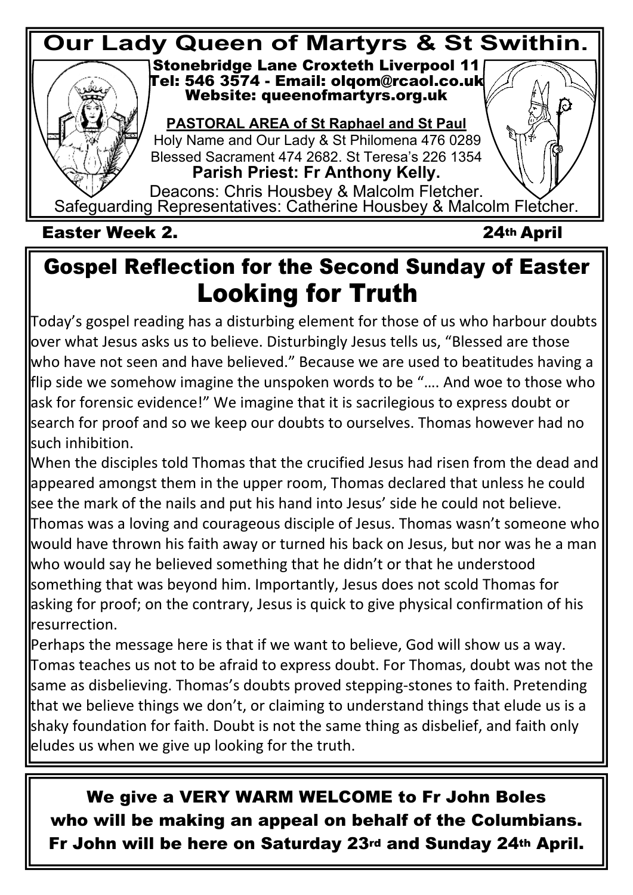# Our Lady Queen of Martyrs & St Swithin.

**Stonebridge Lane Croxteth Liverpool 11**
**Tel: 546 3574 - Email: olqom@rcaol.co.uk**
**Website: queenofmartyrs.org.uk**

**PASTORAL AREA of St Raphael and St Paul**
Holy Name and Our Lady & St Philomena 476 0289
Blessed Sacrament 474 2682. St Teresa's 226 1354
**Parish Priest: Fr Anthony Kelly.**
Deacons: Chris Housbey & Malcolm Fletcher.
Safeguarding Representatives: Catherine Housbey & Malcolm Fletcher.

**Easter Week 2.** **24th April**

## Gospel Reflection for the Second Sunday of Easter

# Looking for Truth

Today's gospel reading has a disturbing element for those of us who harbour doubts over what Jesus asks us to believe. Disturbingly Jesus tells us, "Blessed are those who have not seen and have believed." Because we are used to beatitudes having a flip side we somehow imagine the unspoken words to be "…. And woe to those who ask for forensic evidence!" We imagine that it is sacrilegious to express doubt or search for proof and so we keep our doubts to ourselves. Thomas however had no such inhibition.

When the disciples told Thomas that the crucified Jesus had risen from the dead and appeared amongst them in the upper room, Thomas declared that unless he could see the mark of the nails and put his hand into Jesus' side he could not believe. Thomas was a loving and courageous disciple of Jesus. Thomas wasn't someone who would have thrown his faith away or turned his back on Jesus, but nor was he a man who would say he believed something that he didn't or that he understood something that was beyond him. Importantly, Jesus does not scold Thomas for asking for proof; on the contrary, Jesus is quick to give physical confirmation of his resurrection.

Perhaps the message here is that if we want to believe, God will show us a way. Tomas teaches us not to be afraid to express doubt. For Thomas, doubt was not the same as disbelieving. Thomas's doubts proved stepping-stones to faith. Pretending that we believe things we don't, or claiming to understand things that elude us is a shaky foundation for faith. Doubt is not the same thing as disbelief, and faith only eludes us when we give up looking for the truth.

**We give a VERY WARM WELCOME to Fr John Boles who will be making an appeal on behalf of the Columbians. Fr John will be here on Saturday 23rd and Sunday 24th April.**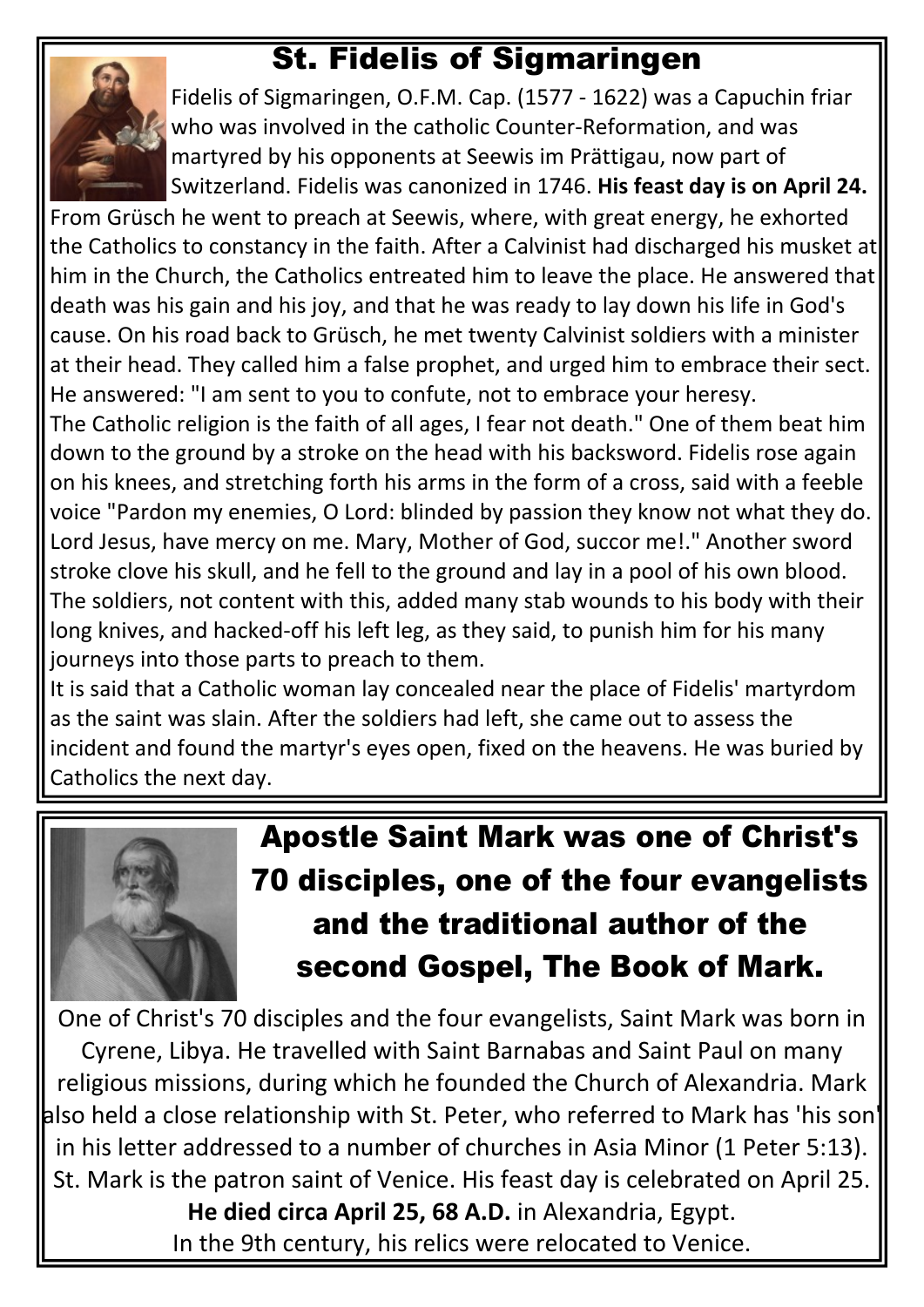# St. Fidelis of Sigmaringen

Fidelis of Sigmaringen, O.F.M. Cap. (1577 - 1622) was a Capuchin friar who was involved in the catholic Counter-Reformation, and was martyred by his opponents at Seewis im Prättigau, now part of Switzerland. Fidelis was canonized in 1746. **His feast day is on April 24.**

From Grüsch he went to preach at Seewis, where, with great energy, he exhorted the Catholics to constancy in the faith. After a Calvinist had discharged his musket at him in the Church, the Catholics entreated him to leave the place. He answered that death was his gain and his joy, and that he was ready to lay down his life in God's cause. On his road back to Grüsch, he met twenty Calvinist soldiers with a minister at their head. They called him a false prophet, and urged him to embrace their sect. He answered: "I am sent to you to confute, not to embrace your heresy.

The Catholic religion is the faith of all ages, I fear not death." One of them beat him down to the ground by a stroke on the head with his backsword. Fidelis rose again on his knees, and stretching forth his arms in the form of a cross, said with a feeble voice "Pardon my enemies, O Lord: blinded by passion they know not what they do. Lord Jesus, have mercy on me. Mary, Mother of God, succor me!." Another sword stroke clove his skull, and he fell to the ground and lay in a pool of his own blood. The soldiers, not content with this, added many stab wounds to his body with their long knives, and hacked-off his left leg, as they said, to punish him for his many journeys into those parts to preach to them.

It is said that a Catholic woman lay concealed near the place of Fidelis' martyrdom as the saint was slain. After the soldiers had left, she came out to assess the incident and found the martyr's eyes open, fixed on the heavens. He was buried by Catholics the next day.

# Apostle Saint Mark was one of Christ's 70 disciples, one of the four evangelists and the traditional author of the second Gospel, The Book of Mark.

One of Christ's 70 disciples and the four evangelists, Saint Mark was born in Cyrene, Libya. He travelled with Saint Barnabas and Saint Paul on many religious missions, during which he founded the Church of Alexandria. Mark also held a close relationship with St. Peter, who referred to Mark has 'his son' in his letter addressed to a number of churches in Asia Minor (1 Peter 5:13). St. Mark is the patron saint of Venice. His feast day is celebrated on April 25. **He died circa April 25, 68 A.D.** in Alexandria, Egypt.

In the 9th century, his relics were relocated to Venice.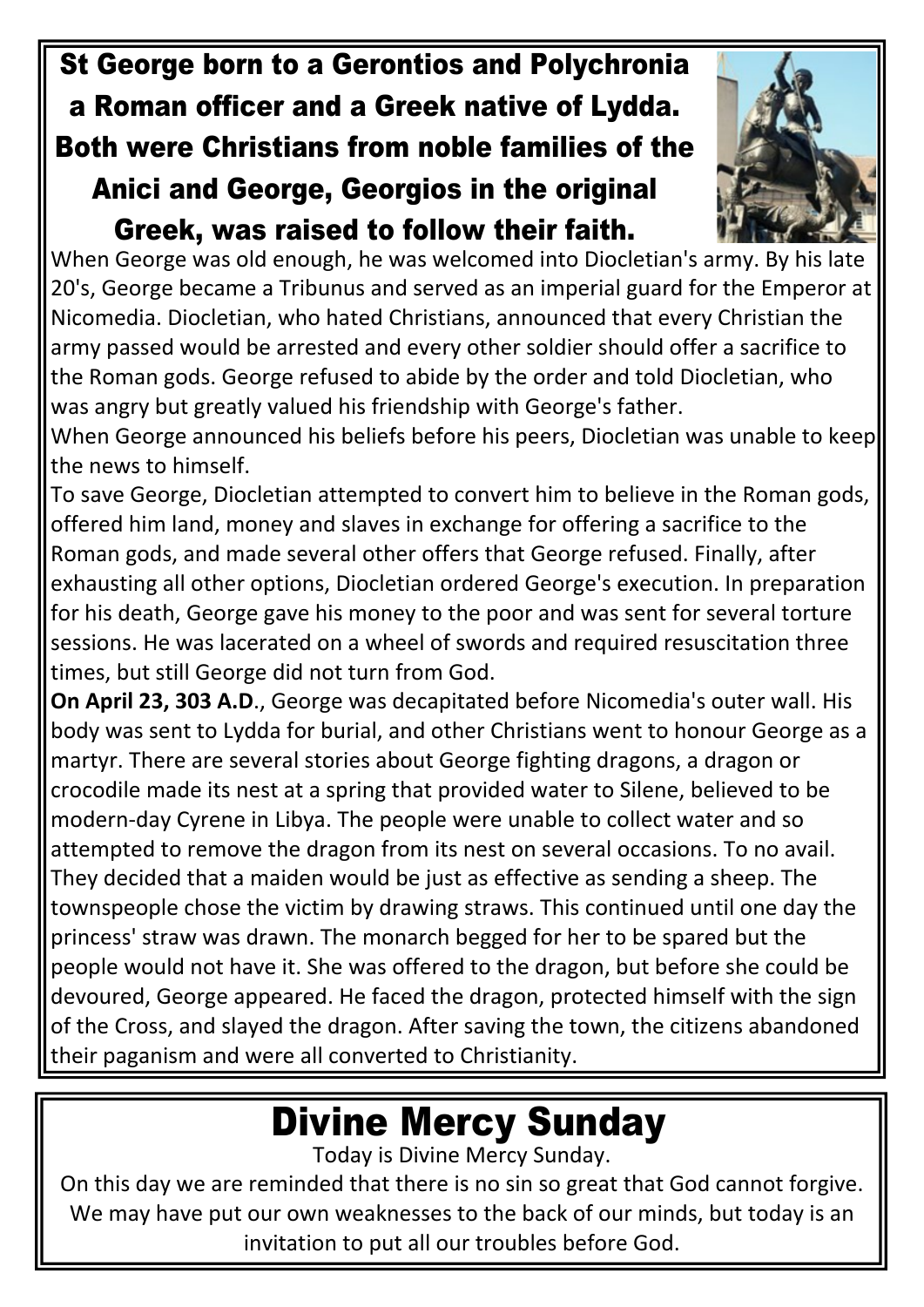**St George born to a Gerontios and Polychronia a Roman officer and a Greek native of Lydda. Both were Christians from noble families of the Anici and George, Georgios in the original Greek, was raised to follow their faith.**

When George was old enough, he was welcomed into Diocletian's army. By his late 20's, George became a Tribunus and served as an imperial guard for the Emperor at Nicomedia. Diocletian, who hated Christians, announced that every Christian the army passed would be arrested and every other soldier should offer a sacrifice to the Roman gods. George refused to abide by the order and told Diocletian, who was angry but greatly valued his friendship with George's father.

When George announced his beliefs before his peers, Diocletian was unable to keep the news to himself.

To save George, Diocletian attempted to convert him to believe in the Roman gods, offered him land, money and slaves in exchange for offering a sacrifice to the Roman gods, and made several other offers that George refused. Finally, after exhausting all other options, Diocletian ordered George's execution. In preparation for his death, George gave his money to the poor and was sent for several torture sessions. He was lacerated on a wheel of swords and required resuscitation three times, but still George did not turn from God.

**On April 23, 303 A.D**., George was decapitated before Nicomedia's outer wall. His body was sent to Lydda for burial, and other Christians went to honour George as a martyr. There are several stories about George fighting dragons, a dragon or crocodile made its nest at a spring that provided water to Silene, believed to be modern-day Cyrene in Libya. The people were unable to collect water and so attempted to remove the dragon from its nest on several occasions. To no avail. They decided that a maiden would be just as effective as sending a sheep. The townspeople chose the victim by drawing straws. This continued until one day the princess' straw was drawn. The monarch begged for her to be spared but the people would not have it. She was offered to the dragon, but before she could be devoured, George appeared. He faced the dragon, protected himself with the sign of the Cross, and slayed the dragon. After saving the town, the citizens abandoned their paganism and were all converted to Christianity.

# Divine Mercy Sunday

Today is Divine Mercy Sunday.

On this day we are reminded that there is no sin so great that God cannot forgive. We may have put our own weaknesses to the back of our minds, but today is an invitation to put all our troubles before God.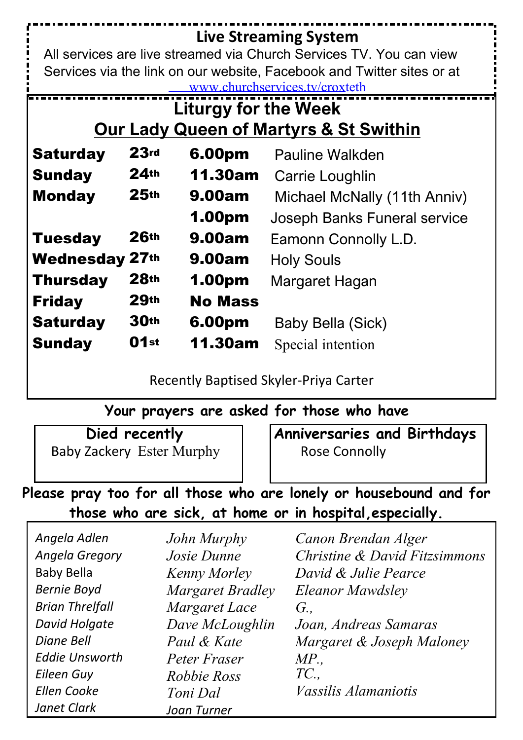## Live Streaming System

All services are live streamed via Church Services TV. You can view Services via the link on our website, Facebook and Twitter sites or at www.churchservices.tv/croxteth

# Liturgy for the Week

## Our Lady Queen of Martyrs & St Swithin

| | | | |
|---|---|---|---|
| **Saturday** | **23rd** | **6.00pm** | Pauline Walkden |
| **Sunday** | **24th** | **11.30am** | Carrie Loughlin |
| **Monday** | **25th** | **9.00am** | Michael McNally (11th Anniv) |
| | | **1.00pm** | Joseph Banks Funeral service |
| **Tuesday** | **26th** | **9.00am** | Eamonn Connolly L.D. |
| **Wednesday** | **27th** | **9.00am** | Holy Souls |
| **Thursday** | **28th** | **1.00pm** | Margaret Hagan |
| **Friday** | **29th** | **No Mass** | |
| **Saturday** | **30th** | **6.00pm** | Baby Bella (Sick) |
| **Sunday** | **01st** | **11.30am** | Special intention |

Recently Baptised Skyler-Priya Carter

**Your prayers are asked for those who have**

**Died recently**

Baby Zackery Ester Murphy

**Anniversaries and Birthdays**

Rose Connolly

**Please pray too for all those who are lonely or housebound and for those who are sick, at home or in hospital,especially.**

*Angela Adlen*
*Angela Gregory*
Baby Bella
*Bernie Boyd*
*Brian Threlfall*
*David Holgate*
*Diane Bell*
*Eddie Unsworth*
*Eileen Guy*
*Ellen Cooke*
*Janet Clark*
*John Murphy*
*Josie Dunne*
*Kenny Morley*
*Margaret Bradley*
*Margaret Lace*
*Dave McLoughlin*
*Paul & Kate*
*Peter Fraser*
*Robbie Ross*
*Toni Dal*
*Joan Turner*
*Canon Brendan Alger*
*Christine & David Fitzsimmons*
*David & Julie Pearce*
*Eleanor Mawdsley*
*G.,*
*Joan, Andreas Samaras*
*Margaret & Joseph Maloney*
*MP.,*
*TC.,*
*Vassilis Alamaniotis*